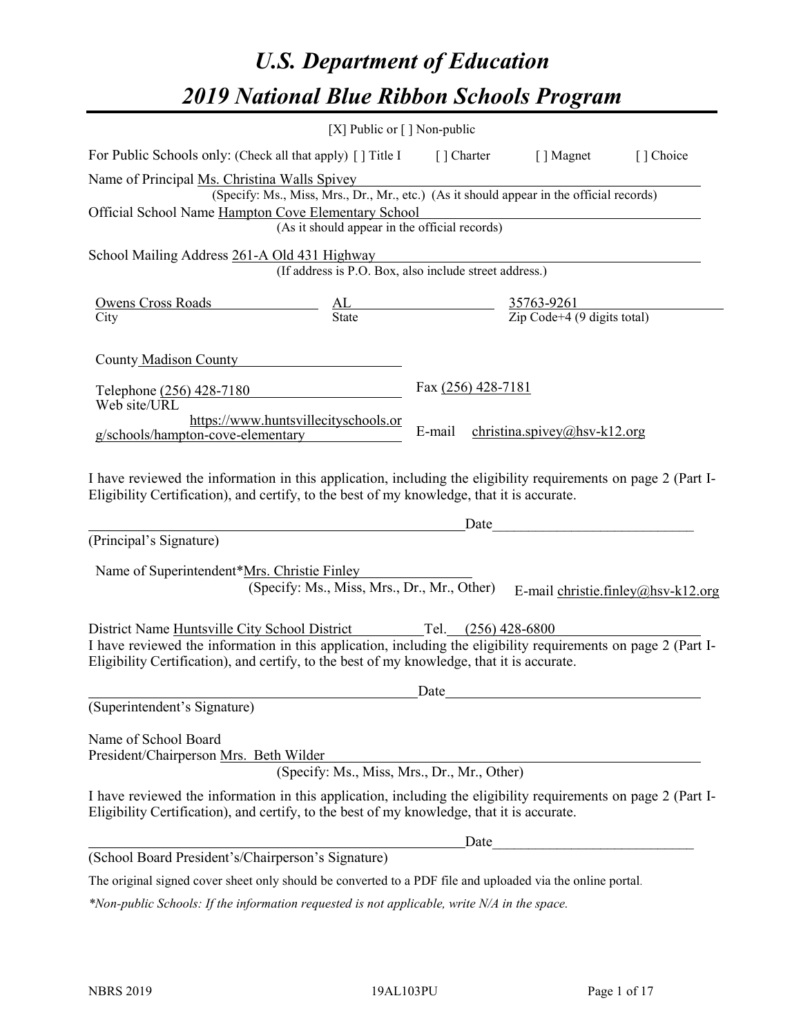# U.S. Department of Education

# 2019 National Blue Ribbon Schools Program

[X] Public or [ ] Non-public

For Public Schools only: (Check all that apply) [ ] Title I [ ] Charter [ ] Magnet [ ] Choice

Name of Principal Ms. Christina Walls Spivey
(Specify: Ms., Miss, Mrs., Dr., Mr., etc.) (As it should appear in the official records)

Official School Name Hampton Cove Elementary School
(As it should appear in the official records)

School Mailing Address 261-A Old 431 Highway
(If address is P.O. Box, also include street address.)

| Owens Cross Roads | AL | 35763-9261 |
|---|---|---|
| City | State | Zip Code+4 (9 digits total) |

County Madison County

Telephone (256) 428-7180

Fax (256) 428-7181

Web site/URL https://www.huntsvillecityschools.org/schools/hampton-cove-elementary

E-mail christina.spivey@hsv-k12.org

I have reviewed the information in this application, including the eligibility requirements on page 2 (Part I-Eligibility Certification), and certify, to the best of my knowledge, that it is accurate.

_______________________________________________ Date_______________________
(Principal's Signature)

Name of Superintendent*Mrs. Christie Finley
(Specify: Ms., Miss, Mrs., Dr., Mr., Other)

E-mail christie.finley@hsv-k12.org

District Name Huntsville City School District Tel. (256) 428-6800

I have reviewed the information in this application, including the eligibility requirements on page 2 (Part I-Eligibility Certification), and certify, to the best of my knowledge, that it is accurate.

_______________________________________________ Date_______________________
(Superintendent's Signature)

Name of School Board President/Chairperson Mrs. Beth Wilder
(Specify: Ms., Miss, Mrs., Dr., Mr., Other)

I have reviewed the information in this application, including the eligibility requirements on page 2 (Part I-Eligibility Certification), and certify, to the best of my knowledge, that it is accurate.

_______________________________________________ Date_______________________
(School Board President's/Chairperson's Signature)

The original signed cover sheet only should be converted to a PDF file and uploaded via the online portal.

*\*Non-public Schools: If the information requested is not applicable, write N/A in the space.*

NBRS 2019 19AL103PU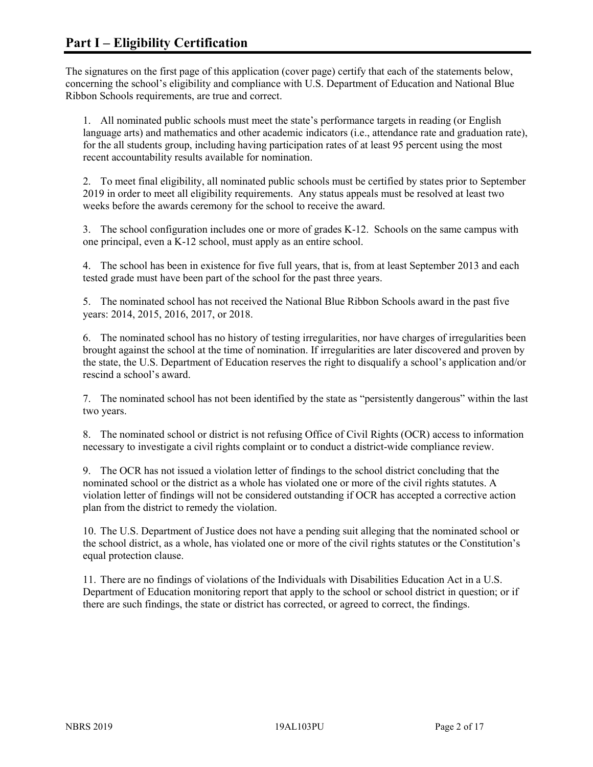# Part I – Eligibility Certification

The signatures on the first page of this application (cover page) certify that each of the statements below, concerning the school's eligibility and compliance with U.S. Department of Education and National Blue Ribbon Schools requirements, are true and correct.

1. All nominated public schools must meet the state's performance targets in reading (or English language arts) and mathematics and other academic indicators (i.e., attendance rate and graduation rate), for the all students group, including having participation rates of at least 95 percent using the most recent accountability results available for nomination.

2. To meet final eligibility, all nominated public schools must be certified by states prior to September 2019 in order to meet all eligibility requirements. Any status appeals must be resolved at least two weeks before the awards ceremony for the school to receive the award.

3. The school configuration includes one or more of grades K-12. Schools on the same campus with one principal, even a K-12 school, must apply as an entire school.

4. The school has been in existence for five full years, that is, from at least September 2013 and each tested grade must have been part of the school for the past three years.

5. The nominated school has not received the National Blue Ribbon Schools award in the past five years: 2014, 2015, 2016, 2017, or 2018.

6. The nominated school has no history of testing irregularities, nor have charges of irregularities been brought against the school at the time of nomination. If irregularities are later discovered and proven by the state, the U.S. Department of Education reserves the right to disqualify a school's application and/or rescind a school's award.

7. The nominated school has not been identified by the state as "persistently dangerous" within the last two years.

8. The nominated school or district is not refusing Office of Civil Rights (OCR) access to information necessary to investigate a civil rights complaint or to conduct a district-wide compliance review.

9. The OCR has not issued a violation letter of findings to the school district concluding that the nominated school or the district as a whole has violated one or more of the civil rights statutes. A violation letter of findings will not be considered outstanding if OCR has accepted a corrective action plan from the district to remedy the violation.

10. The U.S. Department of Justice does not have a pending suit alleging that the nominated school or the school district, as a whole, has violated one or more of the civil rights statutes or the Constitution's equal protection clause.

11. There are no findings of violations of the Individuals with Disabilities Education Act in a U.S. Department of Education monitoring report that apply to the school or school district in question; or if there are such findings, the state or district has corrected, or agreed to correct, the findings.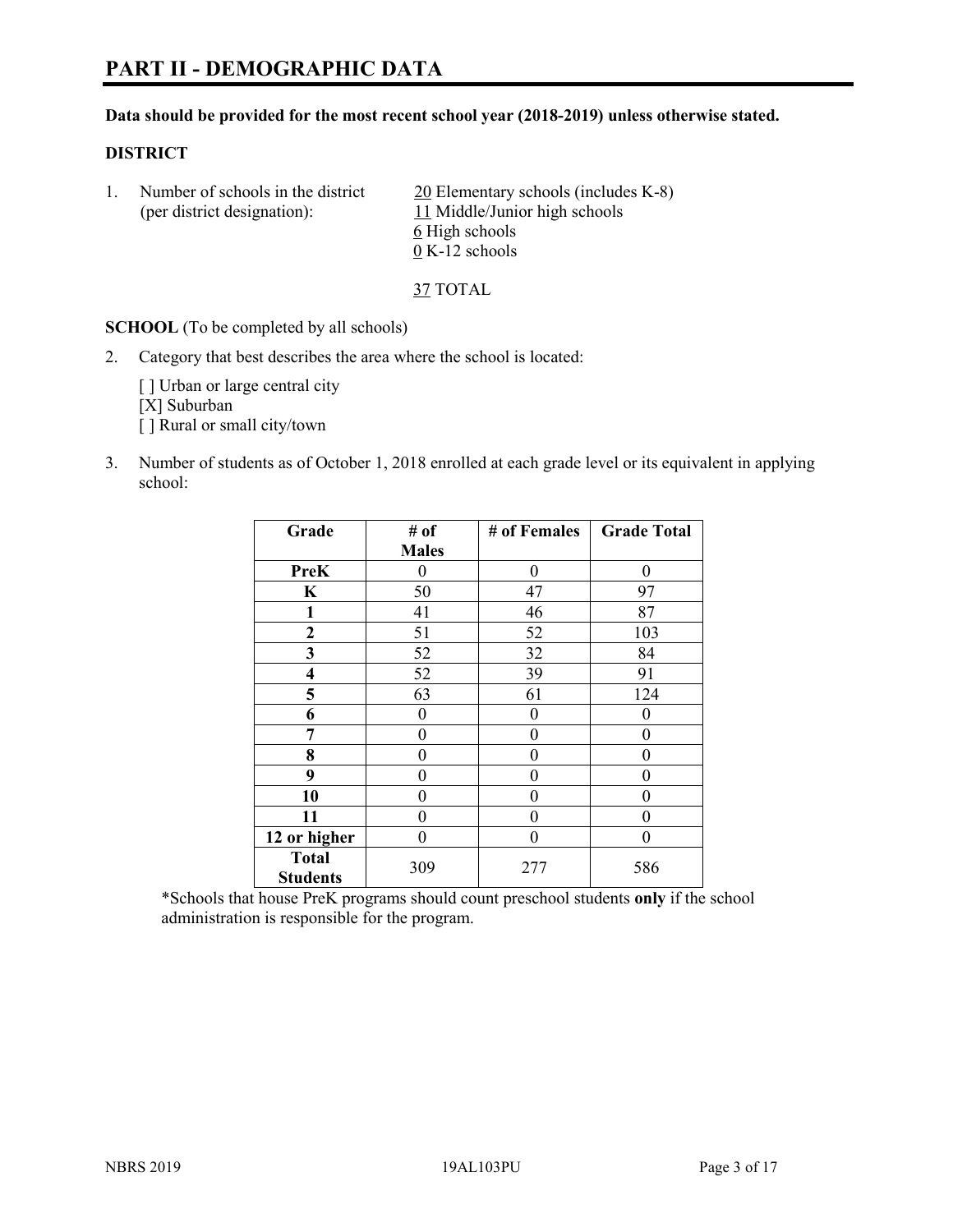# PART II - DEMOGRAPHIC DATA

**Data should be provided for the most recent school year (2018-2019) unless otherwise stated.**

**DISTRICT**

1. Number of schools in the district (per district designation):
   - 20 Elementary schools (includes K-8)
   - 11 Middle/Junior high schools
   - 6 High schools
   - 0 K-12 schools

   37 TOTAL

**SCHOOL** (To be completed by all schools)

2. Category that best describes the area where the school is located:

   [ ] Urban or large central city
   [X] Suburban
   [ ] Rural or small city/town

3. Number of students as of October 1, 2018 enrolled at each grade level or its equivalent in applying school:

| Grade | # of Males | # of Females | Grade Total |
|---|---|---|---|
| PreK | 0 | 0 | 0 |
| K | 50 | 47 | 97 |
| 1 | 41 | 46 | 87 |
| 2 | 51 | 52 | 103 |
| 3 | 52 | 32 | 84 |
| 4 | 52 | 39 | 91 |
| 5 | 63 | 61 | 124 |
| 6 | 0 | 0 | 0 |
| 7 | 0 | 0 | 0 |
| 8 | 0 | 0 | 0 |
| 9 | 0 | 0 | 0 |
| 10 | 0 | 0 | 0 |
| 11 | 0 | 0 | 0 |
| 12 or higher | 0 | 0 | 0 |
| Total Students | 309 | 277 | 586 |

*Schools that house PreK programs should count preschool students **only** if the school administration is responsible for the program.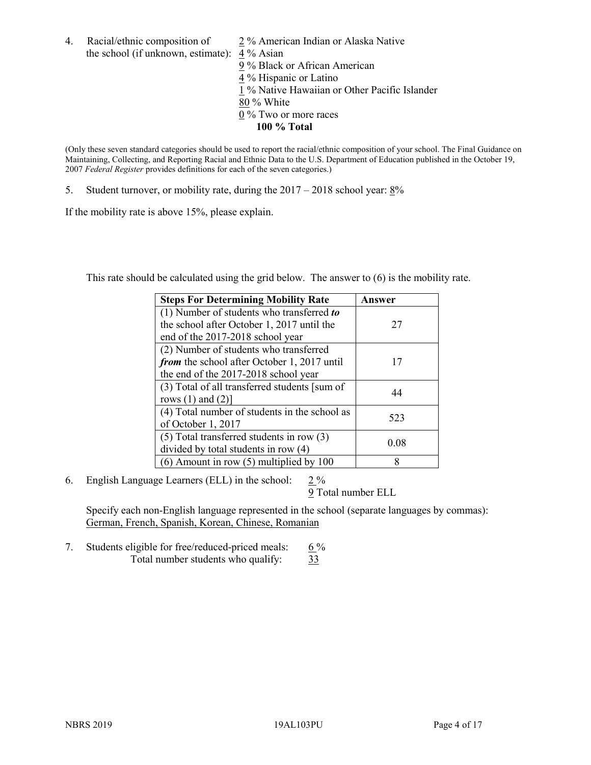4. Racial/ethnic composition of the school (if unknown, estimate):
   2 % American Indian or Alaska Native
   4 % Asian
   9 % Black or African American
   4 % Hispanic or Latino
   1 % Native Hawaiian or Other Pacific Islander
   80 % White
   0 % Two or more races
   **100 % Total**

(Only these seven standard categories should be used to report the racial/ethnic composition of your school. The Final Guidance on Maintaining, Collecting, and Reporting Racial and Ethnic Data to the U.S. Department of Education published in the October 19, 2007 *Federal Register* provides definitions for each of the seven categories.)

5. Student turnover, or mobility rate, during the 2017 – 2018 school year: 8%

If the mobility rate is above 15%, please explain.

This rate should be calculated using the grid below. The answer to (6) is the mobility rate.

| **Steps For Determining Mobility Rate** | **Answer** |
|---|---|
| (1) Number of students who transferred ***to*** the school after October 1, 2017 until the end of the 2017-2018 school year | 27 |
| (2) Number of students who transferred ***from*** the school after October 1, 2017 until the end of the 2017-2018 school year | 17 |
| (3) Total of all transferred students [sum of rows (1) and (2)] | 44 |
| (4) Total number of students in the school as of October 1, 2017 | 523 |
| (5) Total transferred students in row (3) divided by total students in row (4) | 0.08 |
| (6) Amount in row (5) multiplied by 100 | 8 |

6. English Language Learners (ELL) in the school: 2 %
   9 Total number ELL

   Specify each non-English language represented in the school (separate languages by commas): German, French, Spanish, Korean, Chinese, Romanian

7. Students eligible for free/reduced-priced meals: 6 %
   Total number students who qualify: 33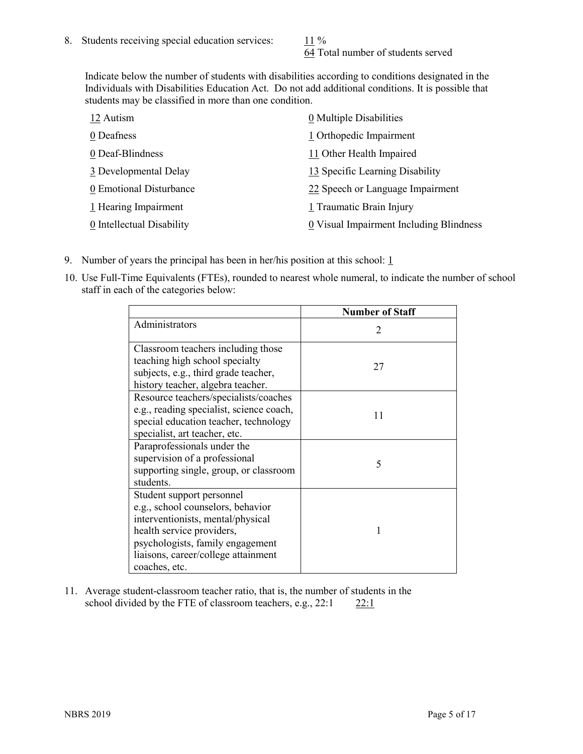8. Students receiving special education services: 11 %
   64 Total number of students served

   Indicate below the number of students with disabilities according to conditions designated in the Individuals with Disabilities Education Act. Do not add additional conditions. It is possible that students may be classified in more than one condition.

   12 Autism
   0 Deafness
   0 Deaf-Blindness
   3 Developmental Delay
   0 Emotional Disturbance
   1 Hearing Impairment
   0 Intellectual Disability
   0 Multiple Disabilities
   1 Orthopedic Impairment
   11 Other Health Impaired
   13 Specific Learning Disability
   22 Speech or Language Impairment
   1 Traumatic Brain Injury
   0 Visual Impairment Including Blindness

9. Number of years the principal has been in her/his position at this school: 1

10. Use Full-Time Equivalents (FTEs), rounded to nearest whole numeral, to indicate the number of school staff in each of the categories below:

| | Number of Staff |
|---|---|
| Administrators | 2 |
| Classroom teachers including those teaching high school specialty subjects, e.g., third grade teacher, history teacher, algebra teacher. | 27 |
| Resource teachers/specialists/coaches e.g., reading specialist, science coach, special education teacher, technology specialist, art teacher, etc. | 11 |
| Paraprofessionals under the supervision of a professional supporting single, group, or classroom students. | 5 |
| Student support personnel e.g., school counselors, behavior interventionists, mental/physical health service providers, psychologists, family engagement liaisons, career/college attainment coaches, etc. | 1 |

11. Average student-classroom teacher ratio, that is, the number of students in the school divided by the FTE of classroom teachers, e.g., 22:1 22:1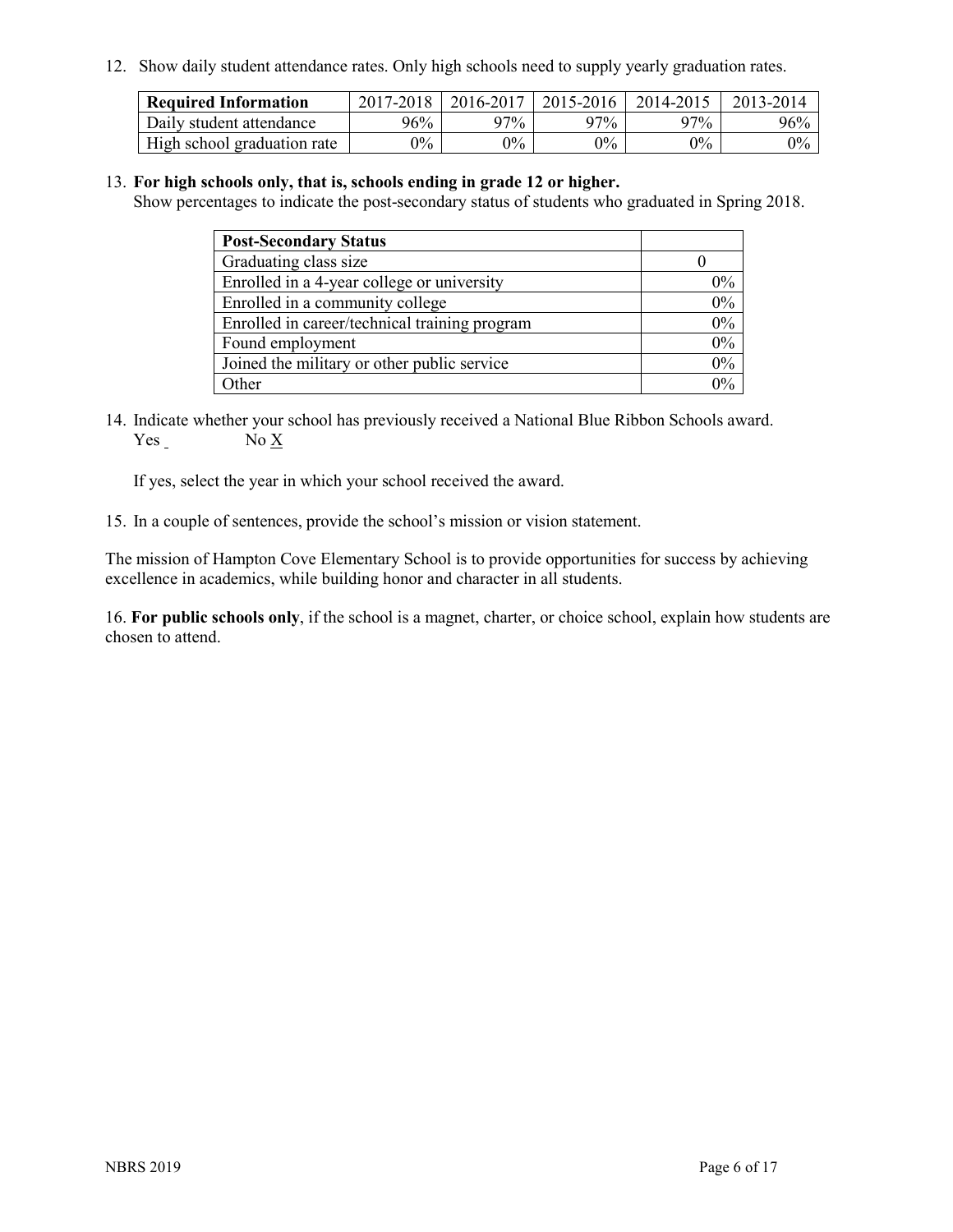12. Show daily student attendance rates. Only high schools need to supply yearly graduation rates.

| Required Information | 2017-2018 | 2016-2017 | 2015-2016 | 2014-2015 | 2013-2014 |
|---|---|---|---|---|---|
| Daily student attendance | 96% | 97% | 97% | 97% | 96% |
| High school graduation rate | 0% | 0% | 0% | 0% | 0% |

13. **For high schools only, that is, schools ending in grade 12 or higher.**
Show percentages to indicate the post-secondary status of students who graduated in Spring 2018.

| Post-Secondary Status | |
|---|---|
| Graduating class size | 0 |
| Enrolled in a 4-year college or university | 0% |
| Enrolled in a community college | 0% |
| Enrolled in career/technical training program | 0% |
| Found employment | 0% |
| Joined the military or other public service | 0% |
| Other | 0% |

14. Indicate whether your school has previously received a National Blue Ribbon Schools award.
Yes _ No X

If yes, select the year in which your school received the award.

15. In a couple of sentences, provide the school's mission or vision statement.

The mission of Hampton Cove Elementary School is to provide opportunities for success by achieving excellence in academics, while building honor and character in all students.

16. **For public schools only**, if the school is a magnet, charter, or choice school, explain how students are chosen to attend.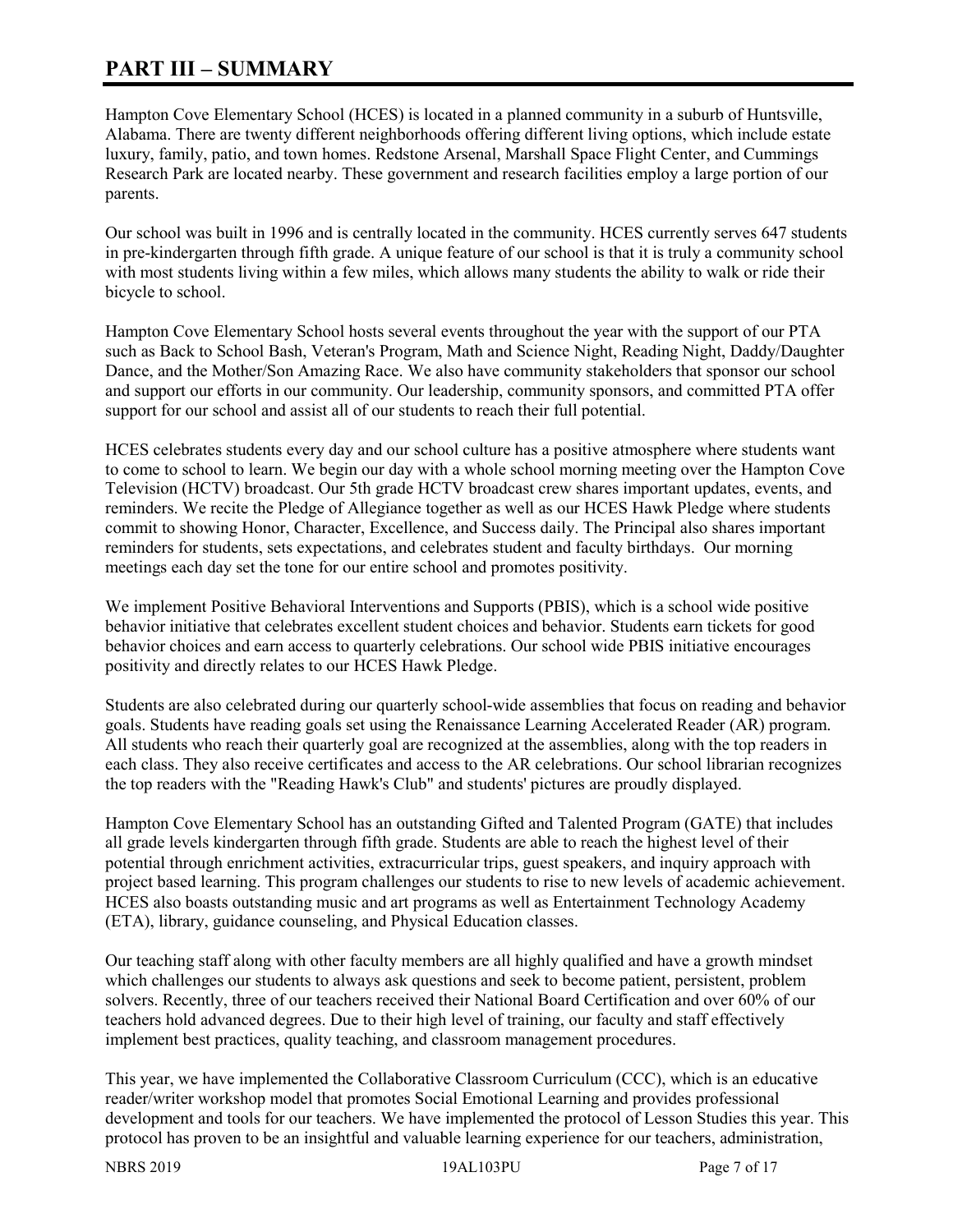# PART III – SUMMARY

Hampton Cove Elementary School (HCES) is located in a planned community in a suburb of Huntsville, Alabama. There are twenty different neighborhoods offering different living options, which include estate luxury, family, patio, and town homes. Redstone Arsenal, Marshall Space Flight Center, and Cummings Research Park are located nearby. These government and research facilities employ a large portion of our parents.

Our school was built in 1996 and is centrally located in the community. HCES currently serves 647 students in pre-kindergarten through fifth grade. A unique feature of our school is that it is truly a community school with most students living within a few miles, which allows many students the ability to walk or ride their bicycle to school.

Hampton Cove Elementary School hosts several events throughout the year with the support of our PTA such as Back to School Bash, Veteran's Program, Math and Science Night, Reading Night, Daddy/Daughter Dance, and the Mother/Son Amazing Race. We also have community stakeholders that sponsor our school and support our efforts in our community. Our leadership, community sponsors, and committed PTA offer support for our school and assist all of our students to reach their full potential.

HCES celebrates students every day and our school culture has a positive atmosphere where students want to come to school to learn. We begin our day with a whole school morning meeting over the Hampton Cove Television (HCTV) broadcast. Our 5th grade HCTV broadcast crew shares important updates, events, and reminders. We recite the Pledge of Allegiance together as well as our HCES Hawk Pledge where students commit to showing Honor, Character, Excellence, and Success daily. The Principal also shares important reminders for students, sets expectations, and celebrates student and faculty birthdays. Our morning meetings each day set the tone for our entire school and promotes positivity.

We implement Positive Behavioral Interventions and Supports (PBIS), which is a school wide positive behavior initiative that celebrates excellent student choices and behavior. Students earn tickets for good behavior choices and earn access to quarterly celebrations. Our school wide PBIS initiative encourages positivity and directly relates to our HCES Hawk Pledge.

Students are also celebrated during our quarterly school-wide assemblies that focus on reading and behavior goals. Students have reading goals set using the Renaissance Learning Accelerated Reader (AR) program. All students who reach their quarterly goal are recognized at the assemblies, along with the top readers in each class. They also receive certificates and access to the AR celebrations. Our school librarian recognizes the top readers with the "Reading Hawk's Club" and students' pictures are proudly displayed.

Hampton Cove Elementary School has an outstanding Gifted and Talented Program (GATE) that includes all grade levels kindergarten through fifth grade. Students are able to reach the highest level of their potential through enrichment activities, extracurricular trips, guest speakers, and inquiry approach with project based learning. This program challenges our students to rise to new levels of academic achievement. HCES also boasts outstanding music and art programs as well as Entertainment Technology Academy (ETA), library, guidance counseling, and Physical Education classes.

Our teaching staff along with other faculty members are all highly qualified and have a growth mindset which challenges our students to always ask questions and seek to become patient, persistent, problem solvers. Recently, three of our teachers received their National Board Certification and over 60% of our teachers hold advanced degrees. Due to their high level of training, our faculty and staff effectively implement best practices, quality teaching, and classroom management procedures.

This year, we have implemented the Collaborative Classroom Curriculum (CCC), which is an educative reader/writer workshop model that promotes Social Emotional Learning and provides professional development and tools for our teachers. We have implemented the protocol of Lesson Studies this year. This protocol has proven to be an insightful and valuable learning experience for our teachers, administration,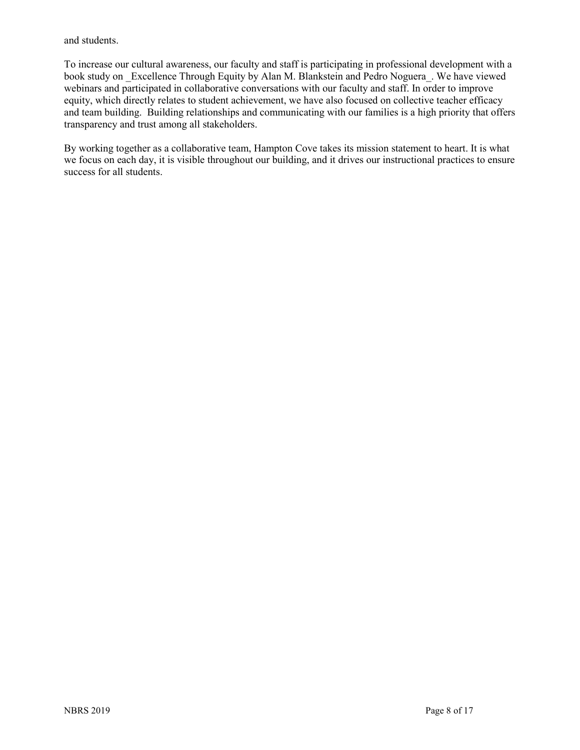and students.

To increase our cultural awareness, our faculty and staff is participating in professional development with a book study on _Excellence Through Equity by Alan M. Blankstein and Pedro Noguera_. We have viewed webinars and participated in collaborative conversations with our faculty and staff. In order to improve equity, which directly relates to student achievement, we have also focused on collective teacher efficacy and team building. Building relationships and communicating with our families is a high priority that offers transparency and trust among all stakeholders.

By working together as a collaborative team, Hampton Cove takes its mission statement to heart. It is what we focus on each day, it is visible throughout our building, and it drives our instructional practices to ensure success for all students.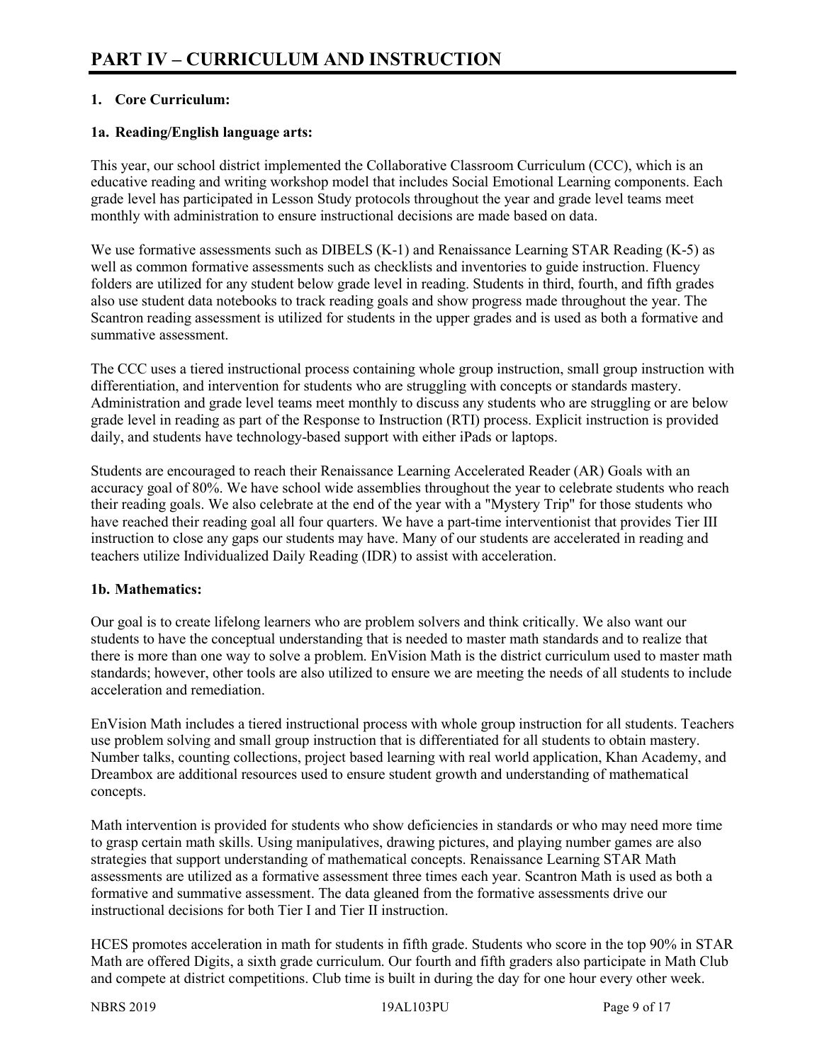# PART IV – CURRICULUM AND INSTRUCTION

## 1. Core Curriculum:

### 1a. Reading/English language arts:

This year, our school district implemented the Collaborative Classroom Curriculum (CCC), which is an educative reading and writing workshop model that includes Social Emotional Learning components. Each grade level has participated in Lesson Study protocols throughout the year and grade level teams meet monthly with administration to ensure instructional decisions are made based on data.

We use formative assessments such as DIBELS (K-1) and Renaissance Learning STAR Reading (K-5) as well as common formative assessments such as checklists and inventories to guide instruction. Fluency folders are utilized for any student below grade level in reading. Students in third, fourth, and fifth grades also use student data notebooks to track reading goals and show progress made throughout the year. The Scantron reading assessment is utilized for students in the upper grades and is used as both a formative and summative assessment.

The CCC uses a tiered instructional process containing whole group instruction, small group instruction with differentiation, and intervention for students who are struggling with concepts or standards mastery. Administration and grade level teams meet monthly to discuss any students who are struggling or are below grade level in reading as part of the Response to Instruction (RTI) process. Explicit instruction is provided daily, and students have technology-based support with either iPads or laptops.

Students are encouraged to reach their Renaissance Learning Accelerated Reader (AR) Goals with an accuracy goal of 80%. We have school wide assemblies throughout the year to celebrate students who reach their reading goals. We also celebrate at the end of the year with a "Mystery Trip" for those students who have reached their reading goal all four quarters. We have a part-time interventionist that provides Tier III instruction to close any gaps our students may have. Many of our students are accelerated in reading and teachers utilize Individualized Daily Reading (IDR) to assist with acceleration.

### 1b. Mathematics:

Our goal is to create lifelong learners who are problem solvers and think critically. We also want our students to have the conceptual understanding that is needed to master math standards and to realize that there is more than one way to solve a problem. EnVision Math is the district curriculum used to master math standards; however, other tools are also utilized to ensure we are meeting the needs of all students to include acceleration and remediation.

EnVision Math includes a tiered instructional process with whole group instruction for all students. Teachers use problem solving and small group instruction that is differentiated for all students to obtain mastery. Number talks, counting collections, project based learning with real world application, Khan Academy, and Dreambox are additional resources used to ensure student growth and understanding of mathematical concepts.

Math intervention is provided for students who show deficiencies in standards or who may need more time to grasp certain math skills. Using manipulatives, drawing pictures, and playing number games are also strategies that support understanding of mathematical concepts. Renaissance Learning STAR Math assessments are utilized as a formative assessment three times each year. Scantron Math is used as both a formative and summative assessment. The data gleaned from the formative assessments drive our instructional decisions for both Tier I and Tier II instruction.

HCES promotes acceleration in math for students in fifth grade. Students who score in the top 90% in STAR Math are offered Digits, a sixth grade curriculum. Our fourth and fifth graders also participate in Math Club and compete at district competitions. Club time is built in during the day for one hour every other week.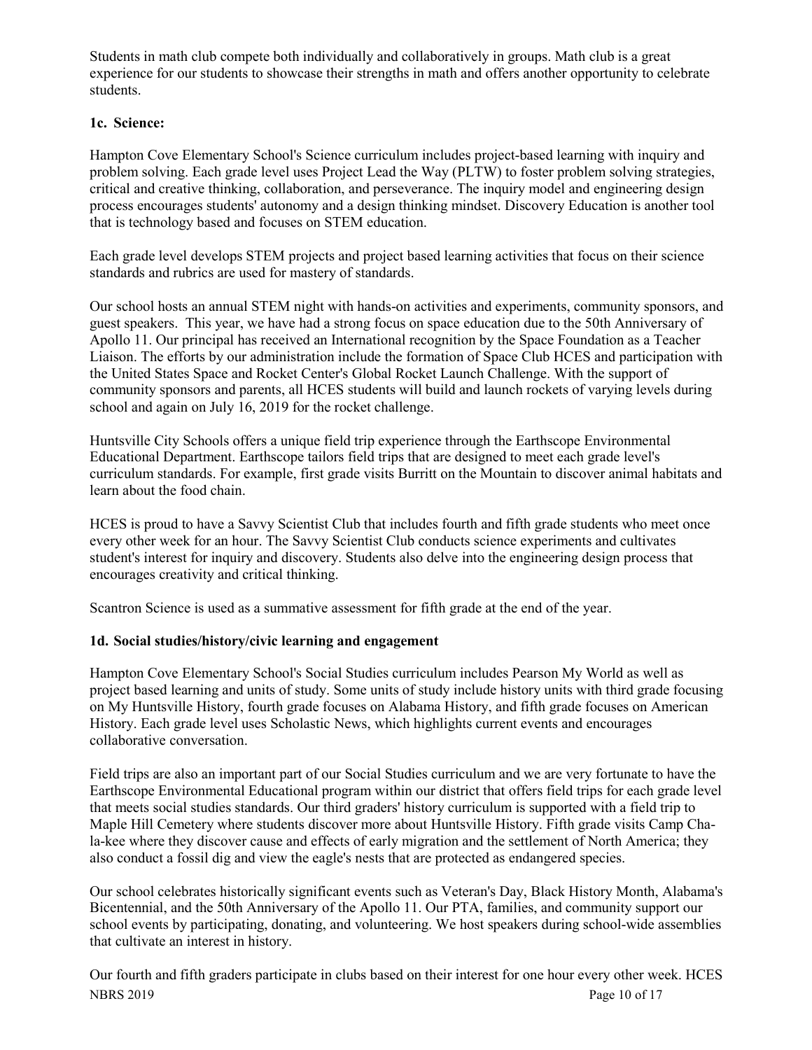Students in math club compete both individually and collaboratively in groups. Math club is a great experience for our students to showcase their strengths in math and offers another opportunity to celebrate students.

**1c. Science:**

Hampton Cove Elementary School's Science curriculum includes project-based learning with inquiry and problem solving. Each grade level uses Project Lead the Way (PLTW) to foster problem solving strategies, critical and creative thinking, collaboration, and perseverance. The inquiry model and engineering design process encourages students' autonomy and a design thinking mindset. Discovery Education is another tool that is technology based and focuses on STEM education.

Each grade level develops STEM projects and project based learning activities that focus on their science standards and rubrics are used for mastery of standards.

Our school hosts an annual STEM night with hands-on activities and experiments, community sponsors, and guest speakers. This year, we have had a strong focus on space education due to the 50th Anniversary of Apollo 11. Our principal has received an International recognition by the Space Foundation as a Teacher Liaison. The efforts by our administration include the formation of Space Club HCES and participation with the United States Space and Rocket Center's Global Rocket Launch Challenge. With the support of community sponsors and parents, all HCES students will build and launch rockets of varying levels during school and again on July 16, 2019 for the rocket challenge.

Huntsville City Schools offers a unique field trip experience through the Earthscope Environmental Educational Department. Earthscope tailors field trips that are designed to meet each grade level's curriculum standards. For example, first grade visits Burritt on the Mountain to discover animal habitats and learn about the food chain.

HCES is proud to have a Savvy Scientist Club that includes fourth and fifth grade students who meet once every other week for an hour. The Savvy Scientist Club conducts science experiments and cultivates student's interest for inquiry and discovery. Students also delve into the engineering design process that encourages creativity and critical thinking.

Scantron Science is used as a summative assessment for fifth grade at the end of the year.

**1d. Social studies/history/civic learning and engagement**

Hampton Cove Elementary School's Social Studies curriculum includes Pearson My World as well as project based learning and units of study. Some units of study include history units with third grade focusing on My Huntsville History, fourth grade focuses on Alabama History, and fifth grade focuses on American History. Each grade level uses Scholastic News, which highlights current events and encourages collaborative conversation.

Field trips are also an important part of our Social Studies curriculum and we are very fortunate to have the Earthscope Environmental Educational program within our district that offers field trips for each grade level that meets social studies standards. Our third graders' history curriculum is supported with a field trip to Maple Hill Cemetery where students discover more about Huntsville History. Fifth grade visits Camp Cha-la-kee where they discover cause and effects of early migration and the settlement of North America; they also conduct a fossil dig and view the eagle's nests that are protected as endangered species.

Our school celebrates historically significant events such as Veteran's Day, Black History Month, Alabama's Bicentennial, and the 50th Anniversary of the Apollo 11. Our PTA, families, and community support our school events by participating, donating, and volunteering. We host speakers during school-wide assemblies that cultivate an interest in history.

Our fourth and fifth graders participate in clubs based on their interest for one hour every other week. HCES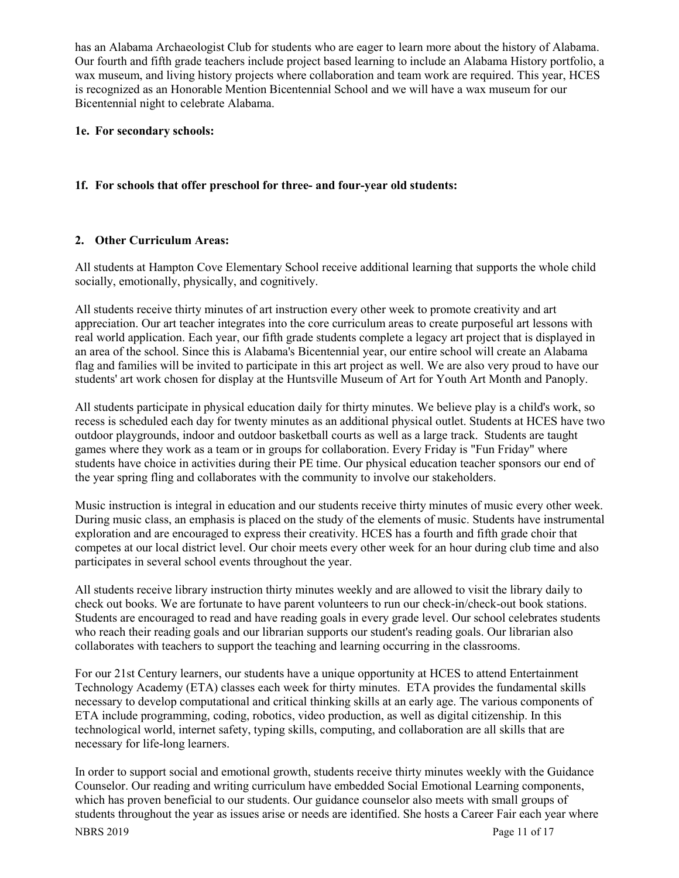has an Alabama Archaeologist Club for students who are eager to learn more about the history of Alabama. Our fourth and fifth grade teachers include project based learning to include an Alabama History portfolio, a wax museum, and living history projects where collaboration and team work are required. This year, HCES is recognized as an Honorable Mention Bicentennial School and we will have a wax museum for our Bicentennial night to celebrate Alabama.

**1e. For secondary schools:**

**1f. For schools that offer preschool for three- and four-year old students:**

**2. Other Curriculum Areas:**

All students at Hampton Cove Elementary School receive additional learning that supports the whole child socially, emotionally, physically, and cognitively.

All students receive thirty minutes of art instruction every other week to promote creativity and art appreciation. Our art teacher integrates into the core curriculum areas to create purposeful art lessons with real world application. Each year, our fifth grade students complete a legacy art project that is displayed in an area of the school. Since this is Alabama's Bicentennial year, our entire school will create an Alabama flag and families will be invited to participate in this art project as well. We are also very proud to have our students' art work chosen for display at the Huntsville Museum of Art for Youth Art Month and Panoply.

All students participate in physical education daily for thirty minutes. We believe play is a child's work, so recess is scheduled each day for twenty minutes as an additional physical outlet. Students at HCES have two outdoor playgrounds, indoor and outdoor basketball courts as well as a large track. Students are taught games where they work as a team or in groups for collaboration. Every Friday is "Fun Friday" where students have choice in activities during their PE time. Our physical education teacher sponsors our end of the year spring fling and collaborates with the community to involve our stakeholders.

Music instruction is integral in education and our students receive thirty minutes of music every other week. During music class, an emphasis is placed on the study of the elements of music. Students have instrumental exploration and are encouraged to express their creativity. HCES has a fourth and fifth grade choir that competes at our local district level. Our choir meets every other week for an hour during club time and also participates in several school events throughout the year.

All students receive library instruction thirty minutes weekly and are allowed to visit the library daily to check out books. We are fortunate to have parent volunteers to run our check-in/check-out book stations. Students are encouraged to read and have reading goals in every grade level. Our school celebrates students who reach their reading goals and our librarian supports our student's reading goals. Our librarian also collaborates with teachers to support the teaching and learning occurring in the classrooms.

For our 21st Century learners, our students have a unique opportunity at HCES to attend Entertainment Technology Academy (ETA) classes each week for thirty minutes. ETA provides the fundamental skills necessary to develop computational and critical thinking skills at an early age. The various components of ETA include programming, coding, robotics, video production, as well as digital citizenship. In this technological world, internet safety, typing skills, computing, and collaboration are all skills that are necessary for life-long learners.

In order to support social and emotional growth, students receive thirty minutes weekly with the Guidance Counselor. Our reading and writing curriculum have embedded Social Emotional Learning components, which has proven beneficial to our students. Our guidance counselor also meets with small groups of students throughout the year as issues arise or needs are identified. She hosts a Career Fair each year where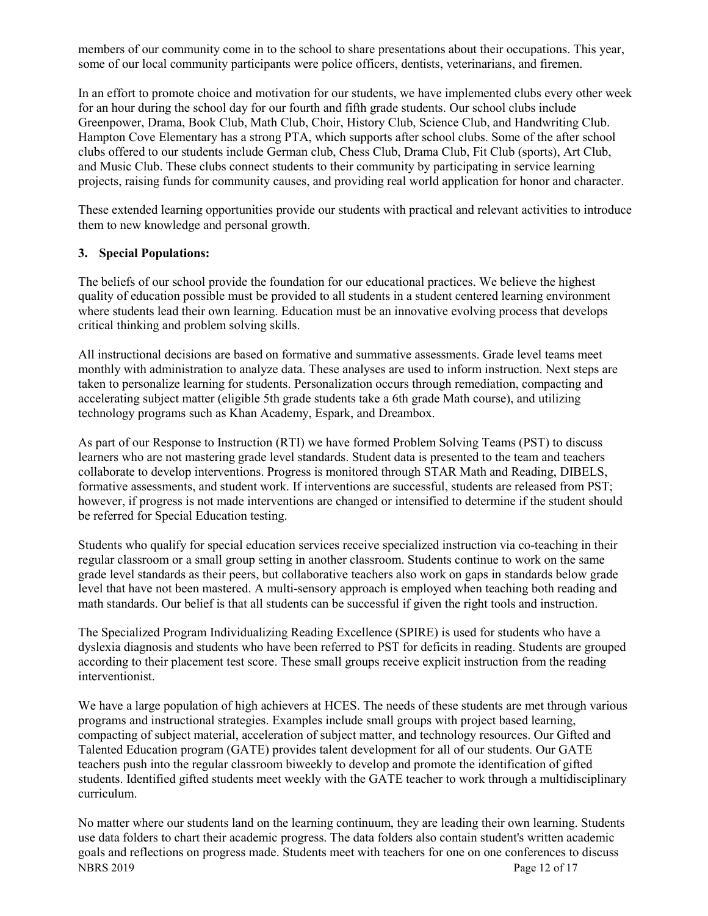members of our community come in to the school to share presentations about their occupations. This year, some of our local community participants were police officers, dentists, veterinarians, and firemen.

In an effort to promote choice and motivation for our students, we have implemented clubs every other week for an hour during the school day for our fourth and fifth grade students. Our school clubs include Greenpower, Drama, Book Club, Math Club, Choir, History Club, Science Club, and Handwriting Club. Hampton Cove Elementary has a strong PTA, which supports after school clubs. Some of the after school clubs offered to our students include German club, Chess Club, Drama Club, Fit Club (sports), Art Club, and Music Club. These clubs connect students to their community by participating in service learning projects, raising funds for community causes, and providing real world application for honor and character.

These extended learning opportunities provide our students with practical and relevant activities to introduce them to new knowledge and personal growth.

**3. Special Populations:**

The beliefs of our school provide the foundation for our educational practices. We believe the highest quality of education possible must be provided to all students in a student centered learning environment where students lead their own learning. Education must be an innovative evolving process that develops critical thinking and problem solving skills.

All instructional decisions are based on formative and summative assessments. Grade level teams meet monthly with administration to analyze data. These analyses are used to inform instruction. Next steps are taken to personalize learning for students. Personalization occurs through remediation, compacting and accelerating subject matter (eligible 5th grade students take a 6th grade Math course), and utilizing technology programs such as Khan Academy, Espark, and Dreambox.

As part of our Response to Instruction (RTI) we have formed Problem Solving Teams (PST) to discuss learners who are not mastering grade level standards. Student data is presented to the team and teachers collaborate to develop interventions. Progress is monitored through STAR Math and Reading, DIBELS, formative assessments, and student work. If interventions are successful, students are released from PST; however, if progress is not made interventions are changed or intensified to determine if the student should be referred for Special Education testing.

Students who qualify for special education services receive specialized instruction via co-teaching in their regular classroom or a small group setting in another classroom. Students continue to work on the same grade level standards as their peers, but collaborative teachers also work on gaps in standards below grade level that have not been mastered. A multi-sensory approach is employed when teaching both reading and math standards. Our belief is that all students can be successful if given the right tools and instruction.

The Specialized Program Individualizing Reading Excellence (SPIRE) is used for students who have a dyslexia diagnosis and students who have been referred to PST for deficits in reading. Students are grouped according to their placement test score. These small groups receive explicit instruction from the reading interventionist.

We have a large population of high achievers at HCES. The needs of these students are met through various programs and instructional strategies. Examples include small groups with project based learning, compacting of subject material, acceleration of subject matter, and technology resources. Our Gifted and Talented Education program (GATE) provides talent development for all of our students. Our GATE teachers push into the regular classroom biweekly to develop and promote the identification of gifted students. Identified gifted students meet weekly with the GATE teacher to work through a multidisciplinary curriculum.

No matter where our students land on the learning continuum, they are leading their own learning. Students use data folders to chart their academic progress. The data folders also contain student's written academic goals and reflections on progress made. Students meet with teachers for one on one conferences to discuss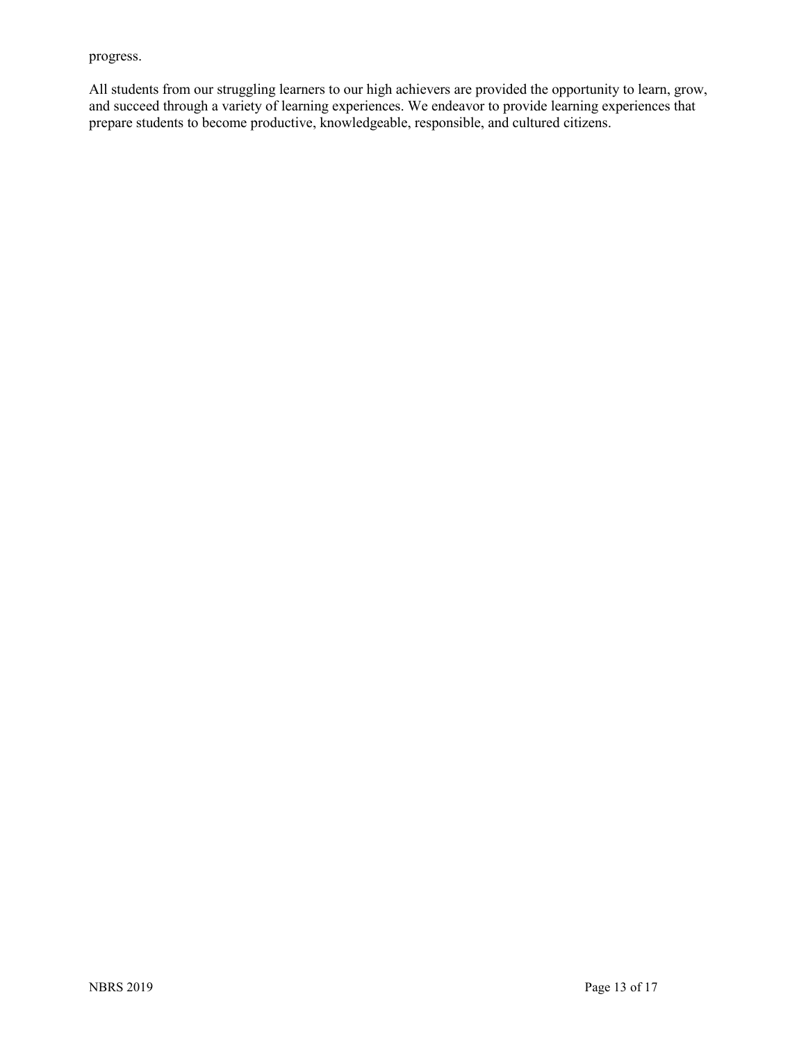progress.

All students from our struggling learners to our high achievers are provided the opportunity to learn, grow, and succeed through a variety of learning experiences. We endeavor to provide learning experiences that prepare students to become productive, knowledgeable, responsible, and cultured citizens.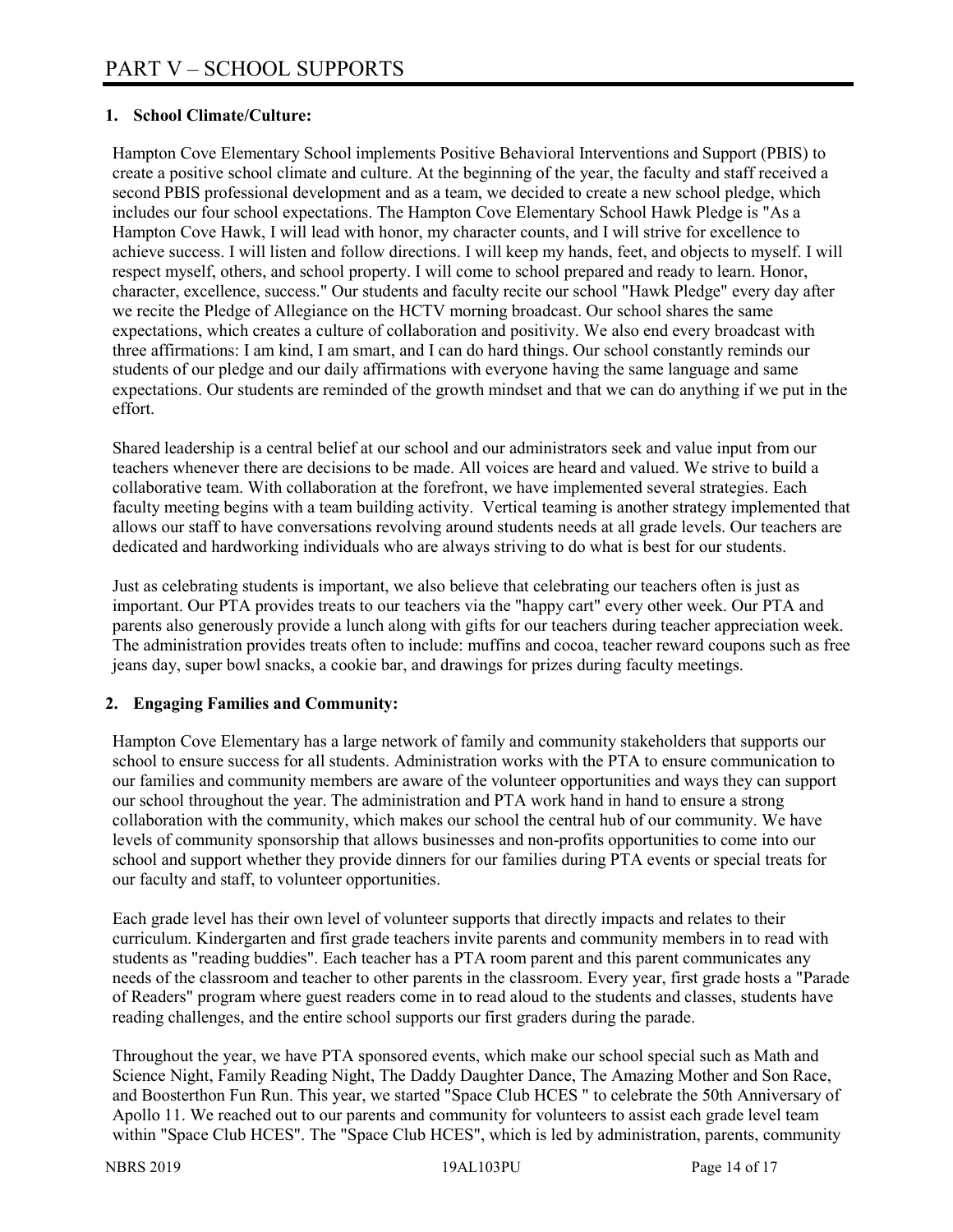# PART V – SCHOOL SUPPORTS

**1. School Climate/Culture:**

Hampton Cove Elementary School implements Positive Behavioral Interventions and Support (PBIS) to create a positive school climate and culture. At the beginning of the year, the faculty and staff received a second PBIS professional development and as a team, we decided to create a new school pledge, which includes our four school expectations. The Hampton Cove Elementary School Hawk Pledge is "As a Hampton Cove Hawk, I will lead with honor, my character counts, and I will strive for excellence to achieve success. I will listen and follow directions. I will keep my hands, feet, and objects to myself. I will respect myself, others, and school property. I will come to school prepared and ready to learn. Honor, character, excellence, success." Our students and faculty recite our school "Hawk Pledge" every day after we recite the Pledge of Allegiance on the HCTV morning broadcast. Our school shares the same expectations, which creates a culture of collaboration and positivity. We also end every broadcast with three affirmations: I am kind, I am smart, and I can do hard things. Our school constantly reminds our students of our pledge and our daily affirmations with everyone having the same language and same expectations. Our students are reminded of the growth mindset and that we can do anything if we put in the effort.

Shared leadership is a central belief at our school and our administrators seek and value input from our teachers whenever there are decisions to be made. All voices are heard and valued. We strive to build a collaborative team. With collaboration at the forefront, we have implemented several strategies. Each faculty meeting begins with a team building activity. Vertical teaming is another strategy implemented that allows our staff to have conversations revolving around students needs at all grade levels. Our teachers are dedicated and hardworking individuals who are always striving to do what is best for our students.

Just as celebrating students is important, we also believe that celebrating our teachers often is just as important. Our PTA provides treats to our teachers via the "happy cart" every other week. Our PTA and parents also generously provide a lunch along with gifts for our teachers during teacher appreciation week. The administration provides treats often to include: muffins and cocoa, teacher reward coupons such as free jeans day, super bowl snacks, a cookie bar, and drawings for prizes during faculty meetings.

**2. Engaging Families and Community:**

Hampton Cove Elementary has a large network of family and community stakeholders that supports our school to ensure success for all students. Administration works with the PTA to ensure communication to our families and community members are aware of the volunteer opportunities and ways they can support our school throughout the year. The administration and PTA work hand in hand to ensure a strong collaboration with the community, which makes our school the central hub of our community. We have levels of community sponsorship that allows businesses and non-profits opportunities to come into our school and support whether they provide dinners for our families during PTA events or special treats for our faculty and staff, to volunteer opportunities.

Each grade level has their own level of volunteer supports that directly impacts and relates to their curriculum. Kindergarten and first grade teachers invite parents and community members in to read with students as "reading buddies". Each teacher has a PTA room parent and this parent communicates any needs of the classroom and teacher to other parents in the classroom. Every year, first grade hosts a "Parade of Readers" program where guest readers come in to read aloud to the students and classes, students have reading challenges, and the entire school supports our first graders during the parade.

Throughout the year, we have PTA sponsored events, which make our school special such as Math and Science Night, Family Reading Night, The Daddy Daughter Dance, The Amazing Mother and Son Race, and Boosterthon Fun Run. This year, we started "Space Club HCES " to celebrate the 50th Anniversary of Apollo 11. We reached out to our parents and community for volunteers to assist each grade level team within "Space Club HCES". The "Space Club HCES", which is led by administration, parents, community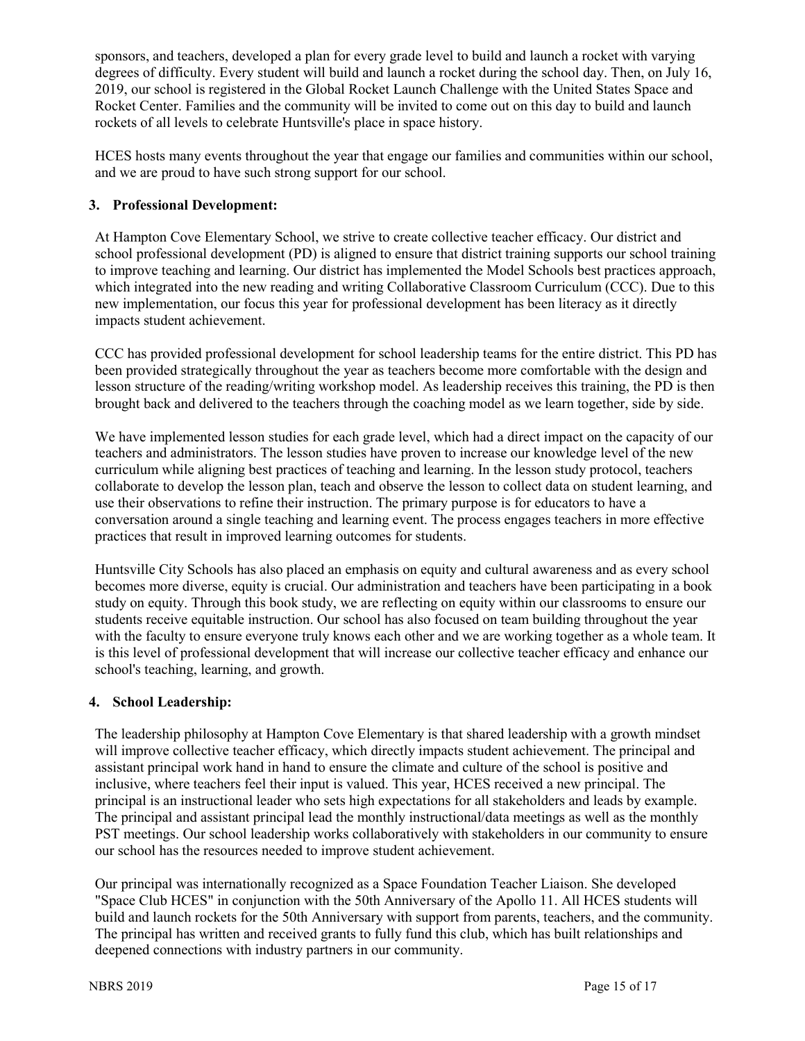sponsors, and teachers, developed a plan for every grade level to build and launch a rocket with varying degrees of difficulty. Every student will build and launch a rocket during the school day. Then, on July 16, 2019, our school is registered in the Global Rocket Launch Challenge with the United States Space and Rocket Center. Families and the community will be invited to come out on this day to build and launch rockets of all levels to celebrate Huntsville's place in space history.

HCES hosts many events throughout the year that engage our families and communities within our school, and we are proud to have such strong support for our school.

## 3. Professional Development:

At Hampton Cove Elementary School, we strive to create collective teacher efficacy. Our district and school professional development (PD) is aligned to ensure that district training supports our school training to improve teaching and learning. Our district has implemented the Model Schools best practices approach, which integrated into the new reading and writing Collaborative Classroom Curriculum (CCC). Due to this new implementation, our focus this year for professional development has been literacy as it directly impacts student achievement.

CCC has provided professional development for school leadership teams for the entire district. This PD has been provided strategically throughout the year as teachers become more comfortable with the design and lesson structure of the reading/writing workshop model. As leadership receives this training, the PD is then brought back and delivered to the teachers through the coaching model as we learn together, side by side.

We have implemented lesson studies for each grade level, which had a direct impact on the capacity of our teachers and administrators. The lesson studies have proven to increase our knowledge level of the new curriculum while aligning best practices of teaching and learning. In the lesson study protocol, teachers collaborate to develop the lesson plan, teach and observe the lesson to collect data on student learning, and use their observations to refine their instruction. The primary purpose is for educators to have a conversation around a single teaching and learning event. The process engages teachers in more effective practices that result in improved learning outcomes for students.

Huntsville City Schools has also placed an emphasis on equity and cultural awareness and as every school becomes more diverse, equity is crucial. Our administration and teachers have been participating in a book study on equity. Through this book study, we are reflecting on equity within our classrooms to ensure our students receive equitable instruction. Our school has also focused on team building throughout the year with the faculty to ensure everyone truly knows each other and we are working together as a whole team. It is this level of professional development that will increase our collective teacher efficacy and enhance our school's teaching, learning, and growth.

## 4. School Leadership:

The leadership philosophy at Hampton Cove Elementary is that shared leadership with a growth mindset will improve collective teacher efficacy, which directly impacts student achievement. The principal and assistant principal work hand in hand to ensure the climate and culture of the school is positive and inclusive, where teachers feel their input is valued. This year, HCES received a new principal. The principal is an instructional leader who sets high expectations for all stakeholders and leads by example. The principal and assistant principal lead the monthly instructional/data meetings as well as the monthly PST meetings. Our school leadership works collaboratively with stakeholders in our community to ensure our school has the resources needed to improve student achievement.

Our principal was internationally recognized as a Space Foundation Teacher Liaison. She developed "Space Club HCES" in conjunction with the 50th Anniversary of the Apollo 11. All HCES students will build and launch rockets for the 50th Anniversary with support from parents, teachers, and the community. The principal has written and received grants to fully fund this club, which has built relationships and deepened connections with industry partners in our community.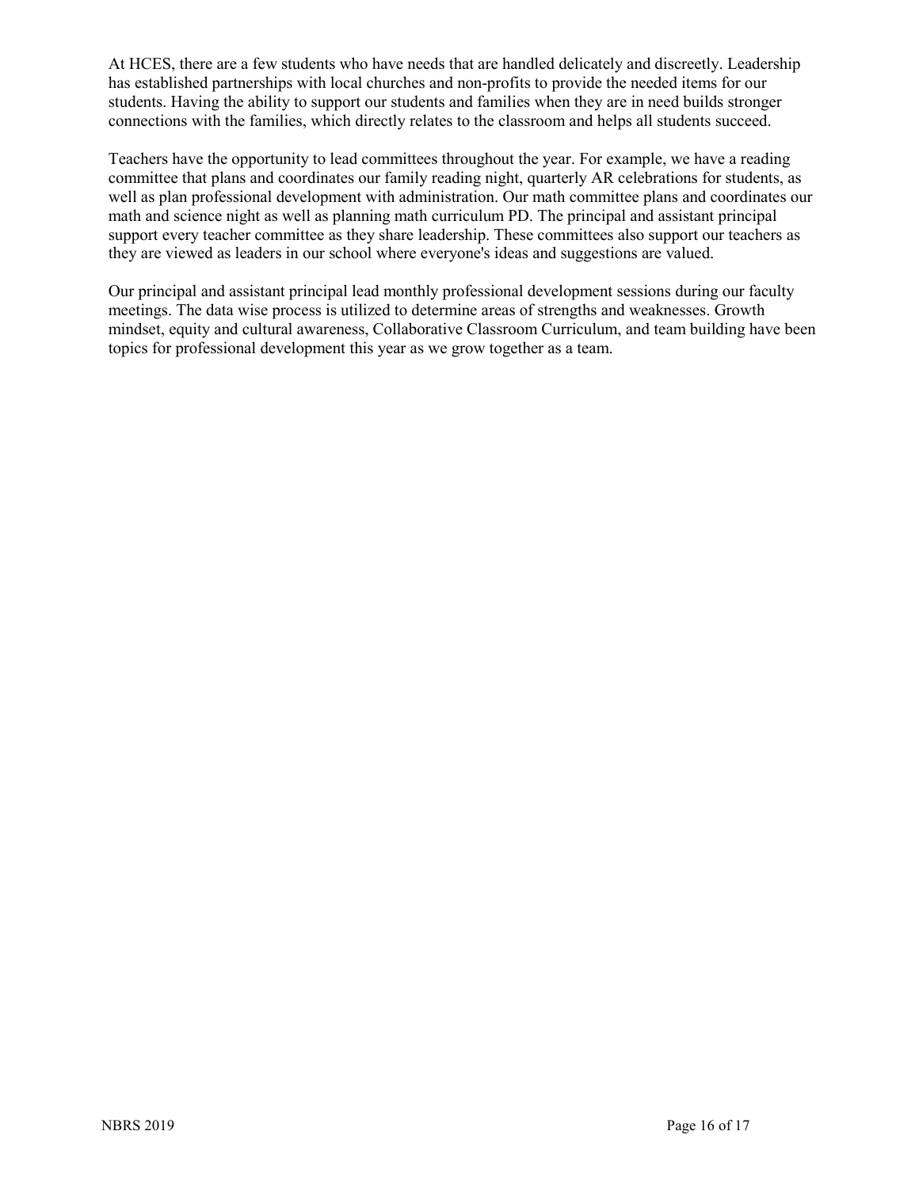At HCES, there are a few students who have needs that are handled delicately and discreetly. Leadership has established partnerships with local churches and non-profits to provide the needed items for our students. Having the ability to support our students and families when they are in need builds stronger connections with the families, which directly relates to the classroom and helps all students succeed.

Teachers have the opportunity to lead committees throughout the year. For example, we have a reading committee that plans and coordinates our family reading night, quarterly AR celebrations for students, as well as plan professional development with administration. Our math committee plans and coordinates our math and science night as well as planning math curriculum PD. The principal and assistant principal support every teacher committee as they share leadership. These committees also support our teachers as they are viewed as leaders in our school where everyone's ideas and suggestions are valued.

Our principal and assistant principal lead monthly professional development sessions during our faculty meetings. The data wise process is utilized to determine areas of strengths and weaknesses. Growth mindset, equity and cultural awareness, Collaborative Classroom Curriculum, and team building have been topics for professional development this year as we grow together as a team.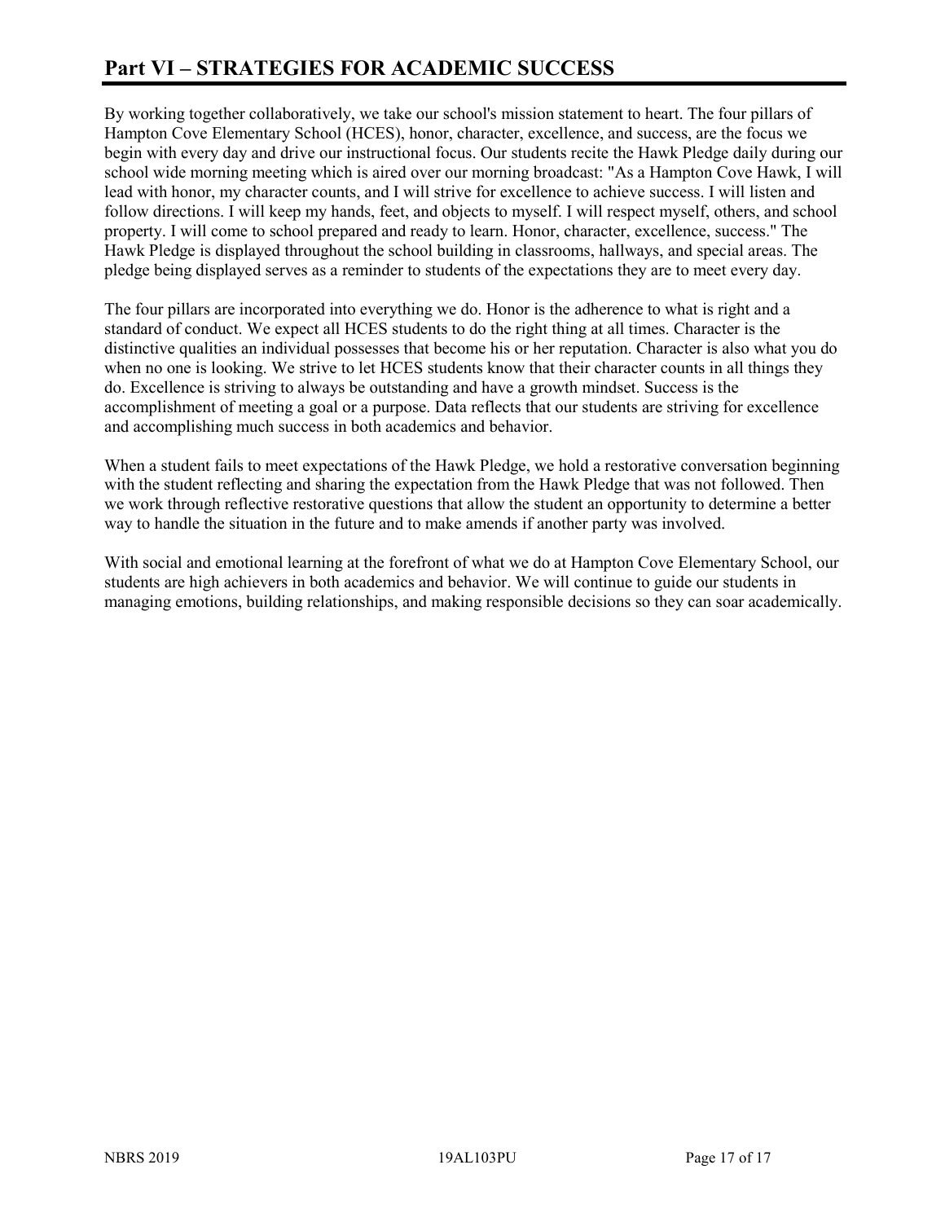# Part VI – STRATEGIES FOR ACADEMIC SUCCESS

By working together collaboratively, we take our school's mission statement to heart. The four pillars of Hampton Cove Elementary School (HCES), honor, character, excellence, and success, are the focus we begin with every day and drive our instructional focus. Our students recite the Hawk Pledge daily during our school wide morning meeting which is aired over our morning broadcast: "As a Hampton Cove Hawk, I will lead with honor, my character counts, and I will strive for excellence to achieve success. I will listen and follow directions. I will keep my hands, feet, and objects to myself. I will respect myself, others, and school property. I will come to school prepared and ready to learn. Honor, character, excellence, success." The Hawk Pledge is displayed throughout the school building in classrooms, hallways, and special areas. The pledge being displayed serves as a reminder to students of the expectations they are to meet every day.

The four pillars are incorporated into everything we do. Honor is the adherence to what is right and a standard of conduct. We expect all HCES students to do the right thing at all times. Character is the distinctive qualities an individual possesses that become his or her reputation. Character is also what you do when no one is looking. We strive to let HCES students know that their character counts in all things they do. Excellence is striving to always be outstanding and have a growth mindset. Success is the accomplishment of meeting a goal or a purpose. Data reflects that our students are striving for excellence and accomplishing much success in both academics and behavior.

When a student fails to meet expectations of the Hawk Pledge, we hold a restorative conversation beginning with the student reflecting and sharing the expectation from the Hawk Pledge that was not followed. Then we work through reflective restorative questions that allow the student an opportunity to determine a better way to handle the situation in the future and to make amends if another party was involved.

With social and emotional learning at the forefront of what we do at Hampton Cove Elementary School, our students are high achievers in both academics and behavior. We will continue to guide our students in managing emotions, building relationships, and making responsible decisions so they can soar academically.